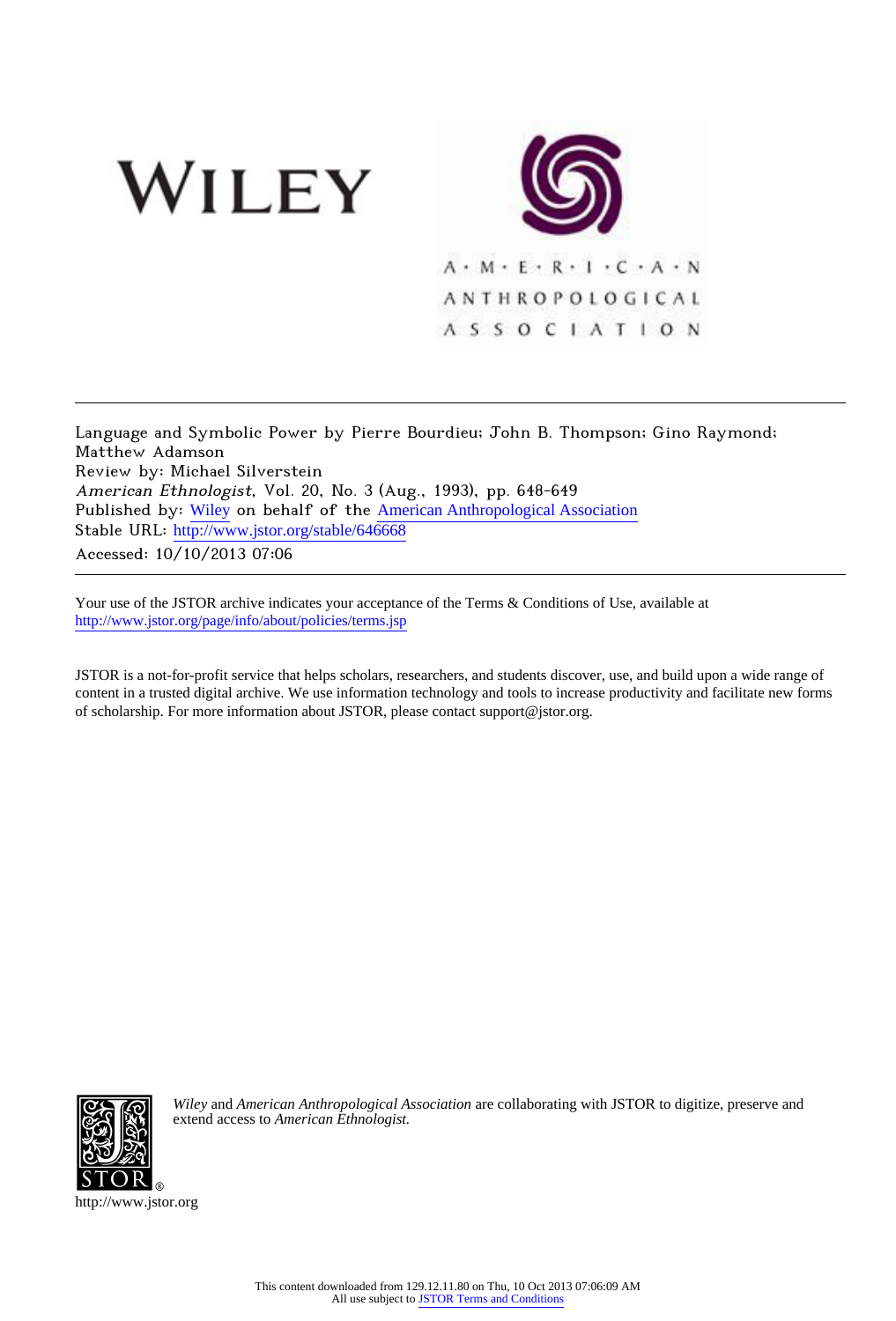WILEY

A·M·E·R·I·C·A·N
ANTHROPOLOGICAL
ASSOCIATION

---

Language and Symbolic Power by Pierre Bourdieu; John B. Thompson; Gino Raymond; Matthew Adamson

Review by: Michael Silverstein

*American Ethnologist*, Vol. 20, No. 3 (Aug., 1993), pp. 648-649

Published by: Wiley on behalf of the American Anthropological Association

Stable URL: http://www.jstor.org/stable/646668

Accessed: 10/10/2013 07:06

---

Your use of the JSTOR archive indicates your acceptance of the Terms & Conditions of Use, available at http://www.jstor.org/page/info/about/policies/terms.jsp

JSTOR is a not-for-profit service that helps scholars, researchers, and students discover, use, and build upon a wide range of content in a trusted digital archive. We use information technology and tools to increase productivity and facilitate new forms of scholarship. For more information about JSTOR, please contact support@jstor.org.

*Wiley* and *American Anthropological Association* are collaborating with JSTOR to digitize, preserve and extend access to *American Ethnologist.*

http://www.jstor.org

This content downloaded from 129.12.11.80 on Thu, 10 Oct 2013 07:06:09 AM
All use subject to JSTOR Terms and Conditions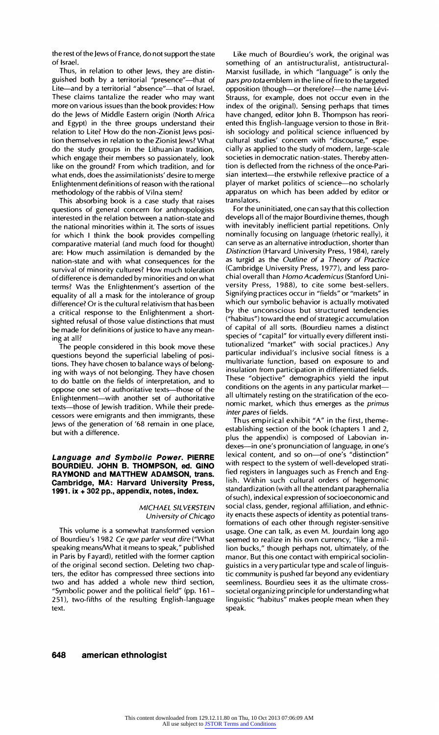the rest of the Jews of France, do not support the state of Israel.

Thus, in relation to other Jews, they are distinguished both by a territorial "presence"—that of Lite—and by a territorial "absence"—that of Israel. These claims tantalize the reader who may want more on various issues than the book provides: How do the Jews of Middle Eastern origin (North Africa and Egypt) in the three groups understand their relation to Lite? How do the non-Zionist Jews position themselves in relation to the Zionist Jews? What do the study groups in the Lithuanian tradition, which engage their members so passionately, look like on the ground? From which tradition, and for what ends, does the assimilationists' desire to merge Enlightenment definitions of reason with the rational methodology of the rabbis of Vilna stem?

This absorbing book is a case study that raises questions of general concern for anthropologists interested in the relation between a nation-state and the national minorities within it. The sorts of issues for which I think the book provides compelling comparative material (and much food for thought) are: How much assimilation is demanded by the nation-state and with what consequences for the survival of minority cultures? How much toleration of difference is demanded by minorities and on what terms? Was the Enlightenment's assertion of the equality of all a mask for the intolerance of group difference? Or is the cultural relativism that has been a critical response to the Enlightenment a short-sighted refusal of those value distinctions that must be made for definitions of justice to have any meaning at all?

The people considered in this book move these questions beyond the superficial labeling of positions. They have chosen to balance ways of belonging with ways of not belonging. They have chosen to do battle on the fields of interpretation, and to oppose one set of authoritative texts—those of the Enlightenment—with another set of authoritative texts—those of Jewish tradition. While their predecessors were emigrants and then immigrants, these Jews of the generation of '68 remain in one place, but with a difference.

### *Language and Symbolic Power.* PIERRE BOURDIEU. JOHN B. THOMPSON, ed. GINO RAYMOND and MATTHEW ADAMSON, trans. Cambridge, MA: Harvard University Press, 1991. ix + 302 pp., appendix, notes, index.

*MICHAEL SILVERSTEIN*
*University of Chicago*

This volume is a somewhat transformed version of Bourdieu's 1982 *Ce que parler veut dire* ("What speaking means/What it means to speak," published in Paris by Fayard), retitled with the former caption of the original second section. Deleting two chapters, the editor has compressed three sections into two and has added a whole new third section, "Symbolic power and the political field" (pp. 161–251), two-fifths of the resulting English-language text.

Like much of Bourdieu's work, the original was something of an antistructuralist, antistructural-Marxist fusillade, in which "language" is only the *pars pro tota* emblem in the line of fire to the targeted opposition (though—or therefore?—the name Lévi-Strauss, for example, does not occur even in the index of the original). Sensing perhaps that times have changed, editor John B. Thompson has reoriented this English-language version to those in British sociology and political science influenced by cultural studies' concern with "discourse," especially as applied to the study of modern, large-scale societies in democratic nation-states. Thereby attention is deflected from the richness of the once-Parisian intertext—the erstwhile reflexive practice of a player of market politics of science—no scholarly apparatus on which has been added by editor or translators.

For the uninitiated, one can say that this collection develops all of the major Bourdivine themes, though with inevitably inefficient partial repetitions. Only nominally focusing on language (rhetoric really), it can serve as an alternative introduction, shorter than *Distinction* (Harvard University Press, 1984), rarely as turgid as the *Outline of a Theory of Practice* (Cambridge University Press, 1977), and less parochial overall than *Homo Academicus* (Stanford University Press, 1988), to cite some best-sellers. Signifying practices occur in "fields" or "markets" in which our symbolic behavior is actually motivated by the unconscious but structured tendencies ("habitus") toward the end of strategic accumulation of capital of all sorts. (Bourdieu names a distinct species of "capital" for virtually every different institutionalized "market" with social practices.) Any particular individual's inclusive social fitness is a multivariate function, based on exposure to and insulation from participation in differentiated fields. These "objective" demographics yield the input conditions on the agents in any particular market—all ultimately resting on the stratification of the economic market, which thus emerges as the *primus inter pares* of fields.

Thus empirical exhibit "A" in the first, theme-establishing section of the book (chapters 1 and 2, plus the appendix) is composed of Labovian indexes—in one's pronunciation of language, in one's lexical content, and so on—of one's "distinction" with respect to the system of well-developed stratified registers in languages such as French and English. Within such cultural orders of hegemonic standardization (with all the attendant paraphernalia of such), indexical expression of socioeconomic and social class, gender, regional affiliation, and ethnicity enacts these aspects of identity as potential transformations of each other through register-sensitive usage. One can talk, as even M. Jourdain long ago seemed to realize in his own currency, "like a million bucks," though perhaps not, ultimately, of the manor. But this one contact with empirical sociolinguistics in a very particular type and scale of linguistic community is pushed far beyond any evidentiary seemliness. Bourdieu sees it as the ultimate cross-societal organizing principle for understanding what linguistic "habitus" makes people mean when they speak.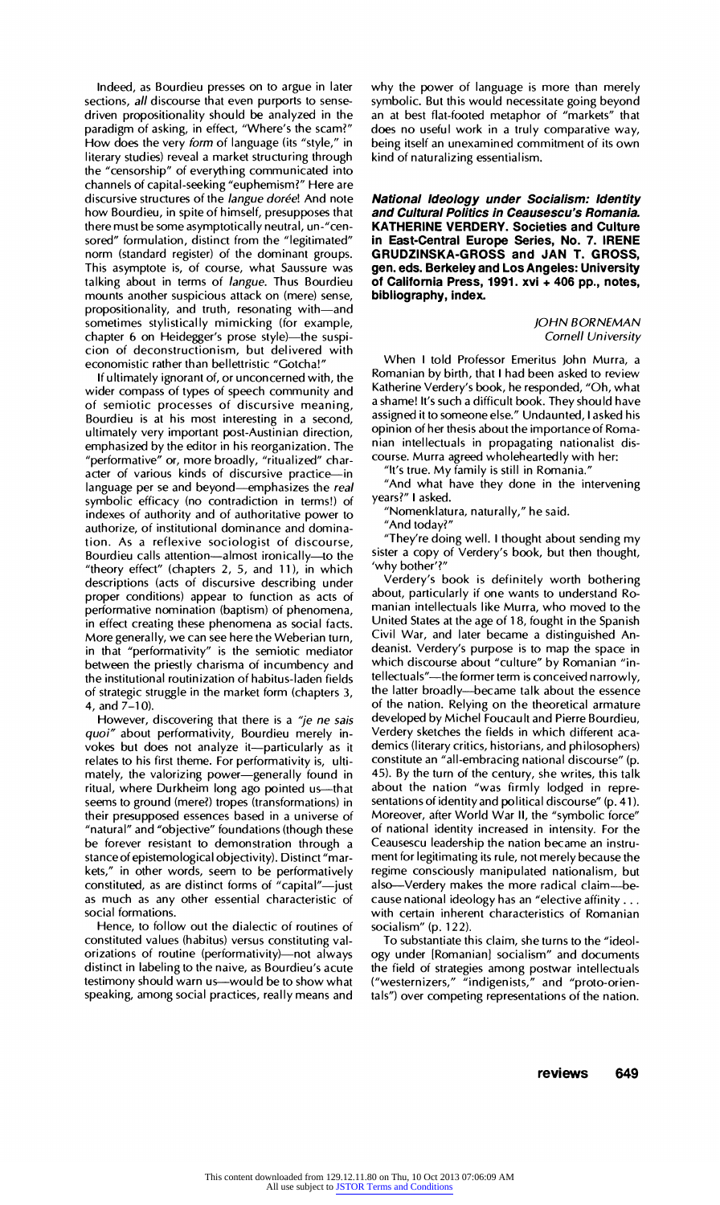Indeed, as Bourdieu presses on to argue in later sections, *all* discourse that even purports to sense-driven propositionality should be analyzed in the paradigm of asking, in effect, "Where's the scam?" How does the very *form* of language (its "style," in literary studies) reveal a market structuring through the "censorship" of everything communicated into channels of capital-seeking "euphemism?" Here are discursive structures of the *langue dorée*! And note how Bourdieu, in spite of himself, presupposes that there must be some asymptotically neutral, un-"censored" formulation, distinct from the "legitimated" norm (standard register) of the dominant groups. This asymptote is, of course, what Saussure was talking about in terms of *langue*. Thus Bourdieu mounts another suspicious attack on (mere) sense, propositionality, and truth, resonating with—and sometimes stylistically mimicking (for example, chapter 6 on Heidegger's prose style)—the suspicion of deconstructionism, but delivered with economistic rather than bellettristic "Gotcha!"

If ultimately ignorant of, or unconcerned with, the wider compass of types of speech community and of semiotic processes of discursive meaning, Bourdieu is at his most interesting in a second, ultimately very important post-Austinian direction, emphasized by the editor in his reorganization. The "performative" or, more broadly, "ritualized" character of various kinds of discursive practice—in language per se and beyond—emphasizes the *real* symbolic efficacy (no contradiction in terms!) of indexes of authority and of authoritative power to authorize, of institutional dominance and domination. As a reflexive sociologist of discourse, Bourdieu calls attention—almost ironically—to the "theory effect" (chapters 2, 5, and 11), in which descriptions (acts of discursive describing under proper conditions) appear to function as acts of performative nomination (baptism) of phenomena, in effect creating these phenomena as social facts. More generally, we can see here the Weberian turn, in that "performativity" is the semiotic mediator between the priestly charisma of incumbency and the institutional routinization of habitus-laden fields of strategic struggle in the market form (chapters 3, 4, and 7–10).

However, discovering that there is a *"je ne sais quoi"* about performativity, Bourdieu merely invokes but does not analyze it—particularly as it relates to his first theme. For performativity is, ultimately, the valorizing power—generally found in ritual, where Durkheim long ago pointed us—that seems to ground (mere?) tropes (transformations) in their presupposed essences based in a universe of "natural" and "objective" foundations (though these be forever resistant to demonstration through a stance of epistemological objectivity). Distinct "markets," in other words, seem to be performatively constituted, as are distinct forms of "capital"—just as much as any other essential characteristic of social formations.

Hence, to follow out the dialectic of routines of constituted values (habitus) versus constituting valorizations of routine (performativity)—not always distinct in labeling to the naive, as Bourdieu's acute testimony should warn us—would be to show what speaking, among social practices, really means and why the power of language is more than merely symbolic. But this would necessitate going beyond an at best flat-footed metaphor of "markets" that does no useful work in a truly comparative way, being itself an unexamined commitment of its own kind of naturalizing essentialism.

***National Ideology under Socialism: Identity and Cultural Politics in Ceausescu's Romania.* KATHERINE VERDERY. Societies and Culture in East-Central Europe Series, No. 7. IRENE GRUDZINSKA-GROSS and JAN T. GROSS, gen. eds. Berkeley and Los Angeles: University of California Press, 1991. xvi + 406 pp., notes, bibliography, index.**

*JOHN BORNEMAN*
*Cornell University*

When I told Professor Emeritus John Murra, a Romanian by birth, that I had been asked to review Katherine Verdery's book, he responded, "Oh, what a shame! It's such a difficult book. They should have assigned it to someone else." Undaunted, I asked his opinion of her thesis about the importance of Romanian intellectuals in propagating nationalist discourse. Murra agreed wholeheartedly with her:

"It's true. My family is still in Romania."

"And what have they done in the intervening years?" I asked.

"Nomenklatura, naturally," he said.

"And today?"

"They're doing well. I thought about sending my sister a copy of Verdery's book, but then thought, 'why bother'?"

Verdery's book is definitely worth bothering about, particularly if one wants to understand Romanian intellectuals like Murra, who moved to the United States at the age of 18, fought in the Spanish Civil War, and later became a distinguished Andeanist. Verdery's purpose is to map the space in which discourse about "culture" by Romanian "intellectuals"—the former term is conceived narrowly, the latter broadly—became talk about the essence of the nation. Relying on the theoretical armature developed by Michel Foucault and Pierre Bourdieu, Verdery sketches the fields in which different academics (literary critics, historians, and philosophers) constitute an "all-embracing national discourse" (p. 45). By the turn of the century, she writes, this talk about the nation "was firmly lodged in representations of identity and political discourse" (p. 41). Moreover, after World War II, the "symbolic force" of national identity increased in intensity. For the Ceausescu leadership the nation became an instrument for legitimating its rule, not merely because the regime consciously manipulated nationalism, but also—Verdery makes the more radical claim—because national ideology has an "elective affinity . . . with certain inherent characteristics of Romanian socialism" (p. 122).

To substantiate this claim, she turns to the "ideology under [Romanian] socialism" and documents the field of strategies among postwar intellectuals ("westernizers," "indigenists," and "proto-orientals") over competing representations of the nation.